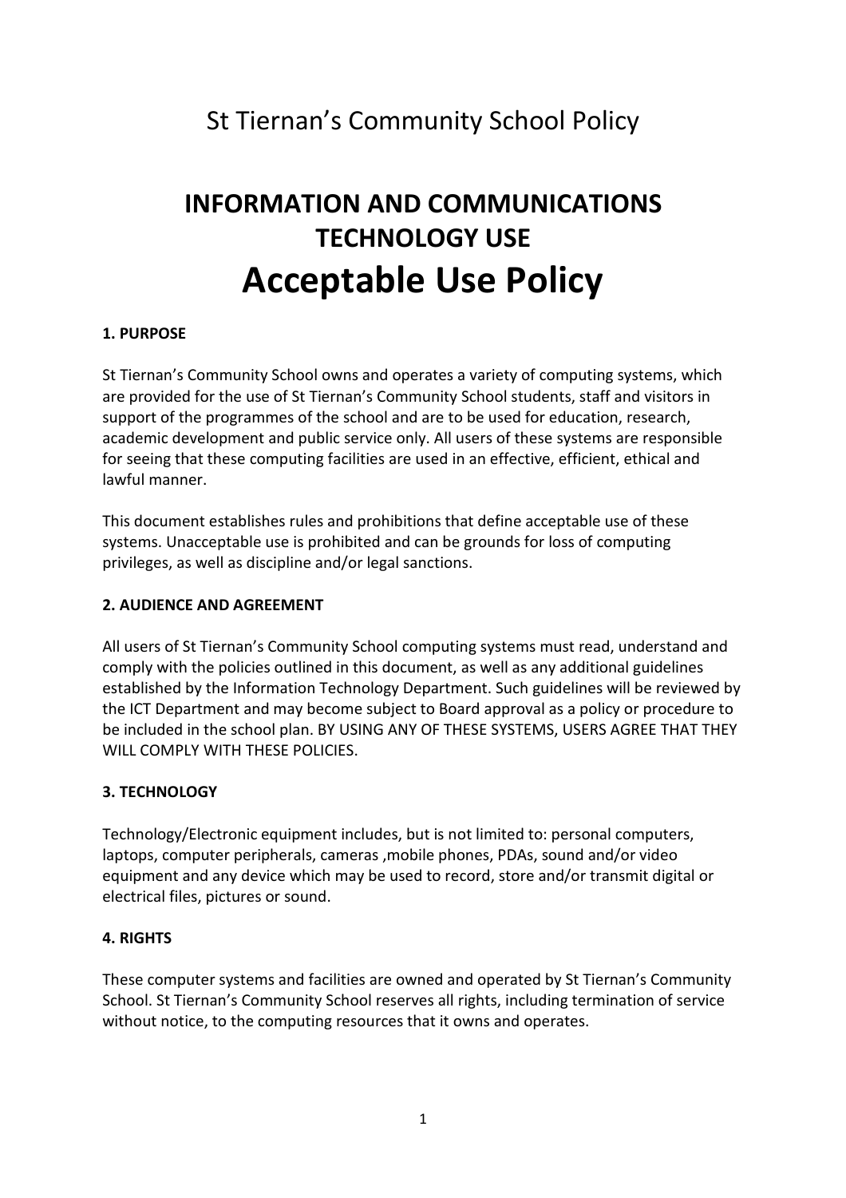St Tiernan's Community School Policy

# INFORMATION AND COMMUNICATIONS TECHNOLOGY USE

# Acceptable Use Policy

### 1. PURPOSE

St Tiernan's Community School owns and operates a variety of computing systems, which are provided for the use of St Tiernan's Community School students, staff and visitors in support of the programmes of the school and are to be used for education, research, academic development and public service only. All users of these systems are responsible for seeing that these computing facilities are used in an effective, efficient, ethical and lawful manner.

This document establishes rules and prohibitions that define acceptable use of these systems. Unacceptable use is prohibited and can be grounds for loss of computing privileges, as well as discipline and/or legal sanctions.

### 2. AUDIENCE AND AGREEMENT

All users of St Tiernan's Community School computing systems must read, understand and comply with the policies outlined in this document, as well as any additional guidelines established by the Information Technology Department. Such guidelines will be reviewed by the ICT Department and may become subject to Board approval as a policy or procedure to be included in the school plan. BY USING ANY OF THESE SYSTEMS, USERS AGREE THAT THEY WILL COMPLY WITH THESE POLICIES.

### 3. TECHNOLOGY

Technology/Electronic equipment includes, but is not limited to: personal computers, laptops, computer peripherals, cameras ,mobile phones, PDAs, sound and/or video equipment and any device which may be used to record, store and/or transmit digital or electrical files, pictures or sound.

### 4. RIGHTS

These computer systems and facilities are owned and operated by St Tiernan's Community School. St Tiernan's Community School reserves all rights, including termination of service without notice, to the computing resources that it owns and operates.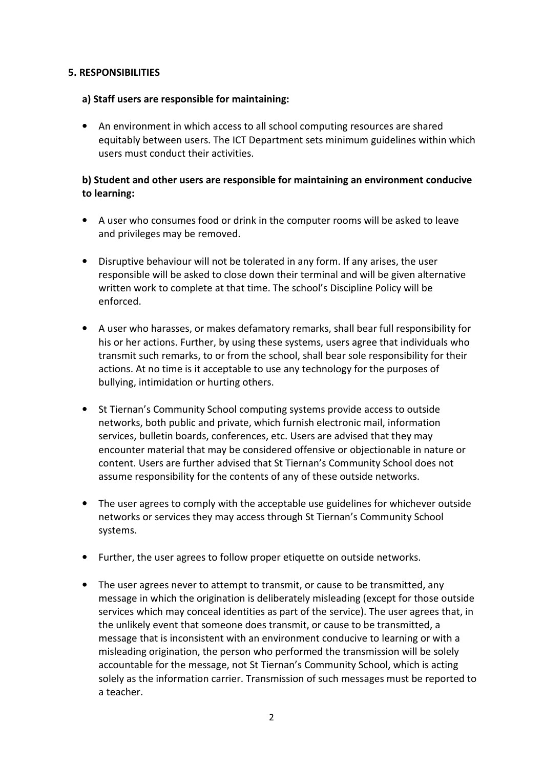## 5. RESPONSIBILITIES

### a) Staff users are responsible for maintaining:

- An environment in which access to all school computing resources are shared equitably between users. The ICT Department sets minimum guidelines within which users must conduct their activities.

### b) Student and other users are responsible for maintaining an environment conducive to learning:

- A user who consumes food or drink in the computer rooms will be asked to leave and privileges may be removed.

- Disruptive behaviour will not be tolerated in any form. If any arises, the user responsible will be asked to close down their terminal and will be given alternative written work to complete at that time. The school's Discipline Policy will be enforced.

- A user who harasses, or makes defamatory remarks, shall bear full responsibility for his or her actions. Further, by using these systems, users agree that individuals who transmit such remarks, to or from the school, shall bear sole responsibility for their actions. At no time is it acceptable to use any technology for the purposes of bullying, intimidation or hurting others.

- St Tiernan's Community School computing systems provide access to outside networks, both public and private, which furnish electronic mail, information services, bulletin boards, conferences, etc. Users are advised that they may encounter material that may be considered offensive or objectionable in nature or content. Users are further advised that St Tiernan's Community School does not assume responsibility for the contents of any of these outside networks.

- The user agrees to comply with the acceptable use guidelines for whichever outside networks or services they may access through St Tiernan's Community School systems.

- Further, the user agrees to follow proper etiquette on outside networks.

- The user agrees never to attempt to transmit, or cause to be transmitted, any message in which the origination is deliberately misleading (except for those outside services which may conceal identities as part of the service). The user agrees that, in the unlikely event that someone does transmit, or cause to be transmitted, a message that is inconsistent with an environment conducive to learning or with a misleading origination, the person who performed the transmission will be solely accountable for the message, not St Tiernan's Community School, which is acting solely as the information carrier. Transmission of such messages must be reported to a teacher.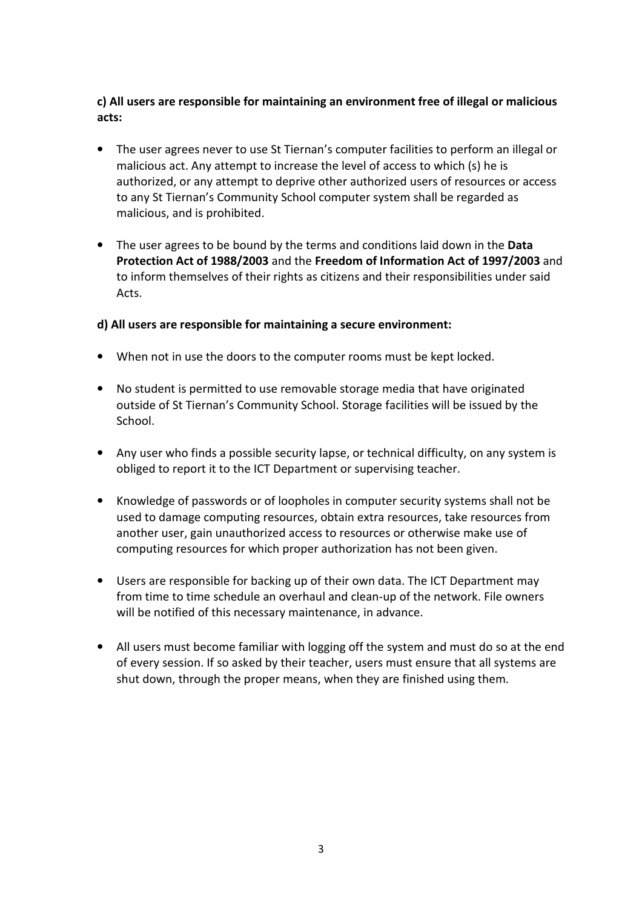**c) All users are responsible for maintaining an environment free of illegal or malicious acts:**

- The user agrees never to use St Tiernan's computer facilities to perform an illegal or malicious act. Any attempt to increase the level of access to which (s) he is authorized, or any attempt to deprive other authorized users of resources or access to any St Tiernan's Community School computer system shall be regarded as malicious, and is prohibited.

- The user agrees to be bound by the terms and conditions laid down in the **Data Protection Act of 1988/2003** and the **Freedom of Information Act of 1997/2003** and to inform themselves of their rights as citizens and their responsibilities under said Acts.

**d) All users are responsible for maintaining a secure environment:**

- When not in use the doors to the computer rooms must be kept locked.

- No student is permitted to use removable storage media that have originated outside of St Tiernan's Community School. Storage facilities will be issued by the School.

- Any user who finds a possible security lapse, or technical difficulty, on any system is obliged to report it to the ICT Department or supervising teacher.

- Knowledge of passwords or of loopholes in computer security systems shall not be used to damage computing resources, obtain extra resources, take resources from another user, gain unauthorized access to resources or otherwise make use of computing resources for which proper authorization has not been given.

- Users are responsible for backing up of their own data. The ICT Department may from time to time schedule an overhaul and clean-up of the network. File owners will be notified of this necessary maintenance, in advance.

- All users must become familiar with logging off the system and must do so at the end of every session. If so asked by their teacher, users must ensure that all systems are shut down, through the proper means, when they are finished using them.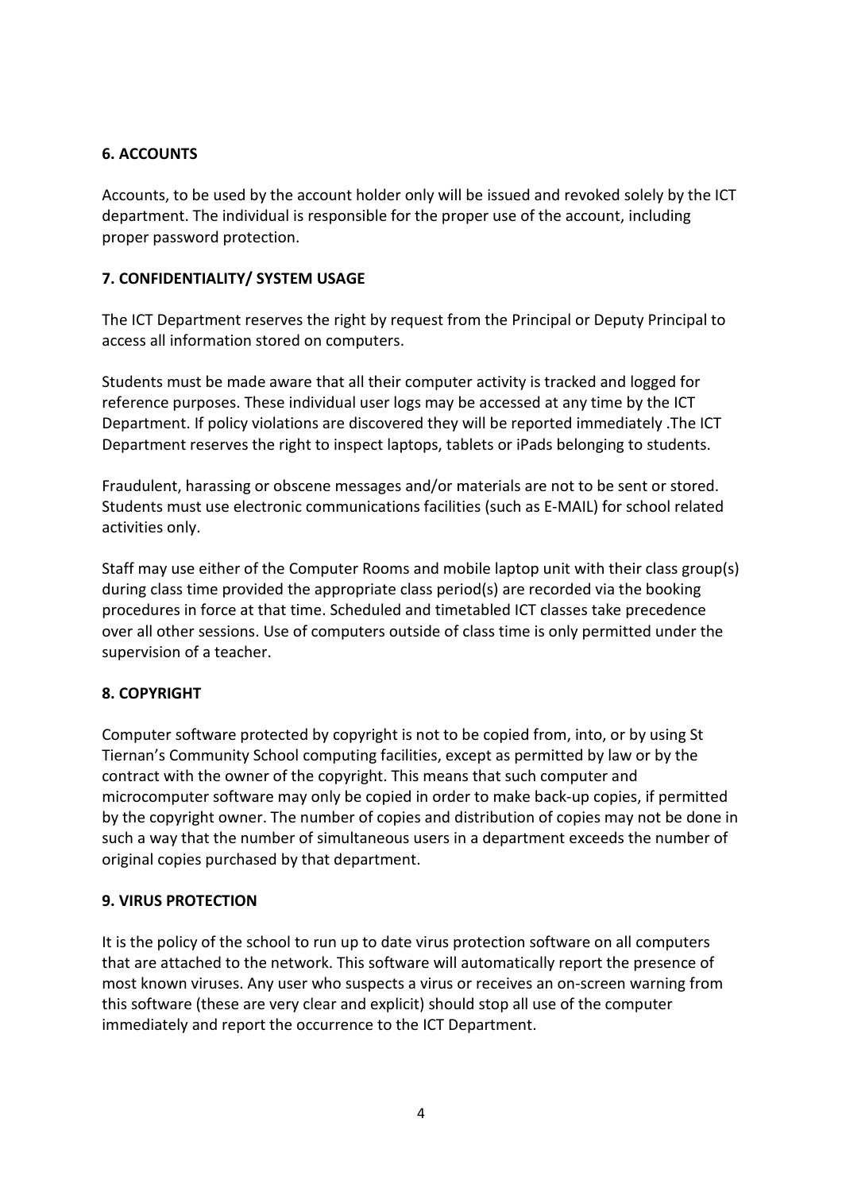**6. ACCOUNTS**

Accounts, to be used by the account holder only will be issued and revoked solely by the ICT department. The individual is responsible for the proper use of the account, including proper password protection.

**7. CONFIDENTIALITY/ SYSTEM USAGE**

The ICT Department reserves the right by request from the Principal or Deputy Principal to access all information stored on computers.

Students must be made aware that all their computer activity is tracked and logged for reference purposes. These individual user logs may be accessed at any time by the ICT Department. If policy violations are discovered they will be reported immediately .The ICT Department reserves the right to inspect laptops, tablets or iPads belonging to students.

Fraudulent, harassing or obscene messages and/or materials are not to be sent or stored. Students must use electronic communications facilities (such as E-MAIL) for school related activities only.

Staff may use either of the Computer Rooms and mobile laptop unit with their class group(s) during class time provided the appropriate class period(s) are recorded via the booking procedures in force at that time. Scheduled and timetabled ICT classes take precedence over all other sessions. Use of computers outside of class time is only permitted under the supervision of a teacher.

**8. COPYRIGHT**

Computer software protected by copyright is not to be copied from, into, or by using St Tiernan's Community School computing facilities, except as permitted by law or by the contract with the owner of the copyright. This means that such computer and microcomputer software may only be copied in order to make back-up copies, if permitted by the copyright owner. The number of copies and distribution of copies may not be done in such a way that the number of simultaneous users in a department exceeds the number of original copies purchased by that department.

**9. VIRUS PROTECTION**

It is the policy of the school to run up to date virus protection software on all computers that are attached to the network. This software will automatically report the presence of most known viruses. Any user who suspects a virus or receives an on-screen warning from this software (these are very clear and explicit) should stop all use of the computer immediately and report the occurrence to the ICT Department.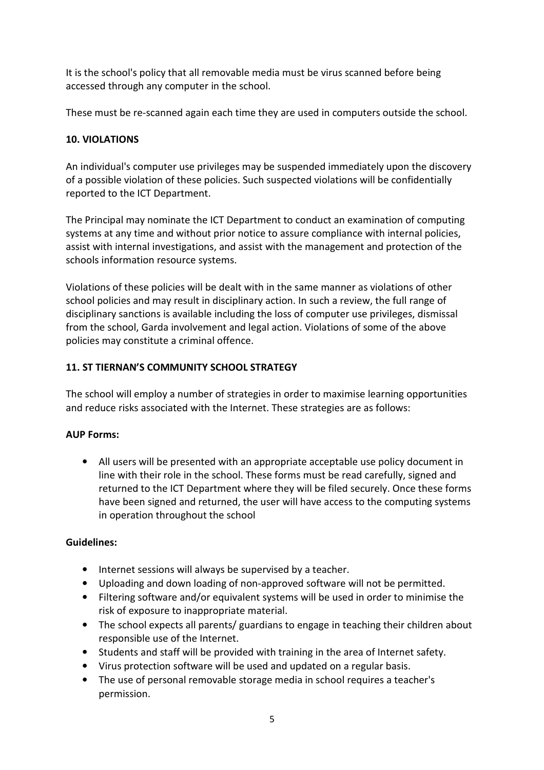It is the school's policy that all removable media must be virus scanned before being accessed through any computer in the school.

These must be re-scanned again each time they are used in computers outside the school.

## 10. VIOLATIONS

An individual's computer use privileges may be suspended immediately upon the discovery of a possible violation of these policies. Such suspected violations will be confidentially reported to the ICT Department.

The Principal may nominate the ICT Department to conduct an examination of computing systems at any time and without prior notice to assure compliance with internal policies, assist with internal investigations, and assist with the management and protection of the schools information resource systems.

Violations of these policies will be dealt with in the same manner as violations of other school policies and may result in disciplinary action. In such a review, the full range of disciplinary sanctions is available including the loss of computer use privileges, dismissal from the school, Garda involvement and legal action. Violations of some of the above policies may constitute a criminal offence.

## 11. ST TIERNAN'S COMMUNITY SCHOOL STRATEGY

The school will employ a number of strategies in order to maximise learning opportunities and reduce risks associated with the Internet. These strategies are as follows:

**AUP Forms:**

- All users will be presented with an appropriate acceptable use policy document in line with their role in the school. These forms must be read carefully, signed and returned to the ICT Department where they will be filed securely. Once these forms have been signed and returned, the user will have access to the computing systems in operation throughout the school

**Guidelines:**

- Internet sessions will always be supervised by a teacher.
- Uploading and down loading of non-approved software will not be permitted.
- Filtering software and/or equivalent systems will be used in order to minimise the risk of exposure to inappropriate material.
- The school expects all parents/ guardians to engage in teaching their children about responsible use of the Internet.
- Students and staff will be provided with training in the area of Internet safety.
- Virus protection software will be used and updated on a regular basis.
- The use of personal removable storage media in school requires a teacher's permission.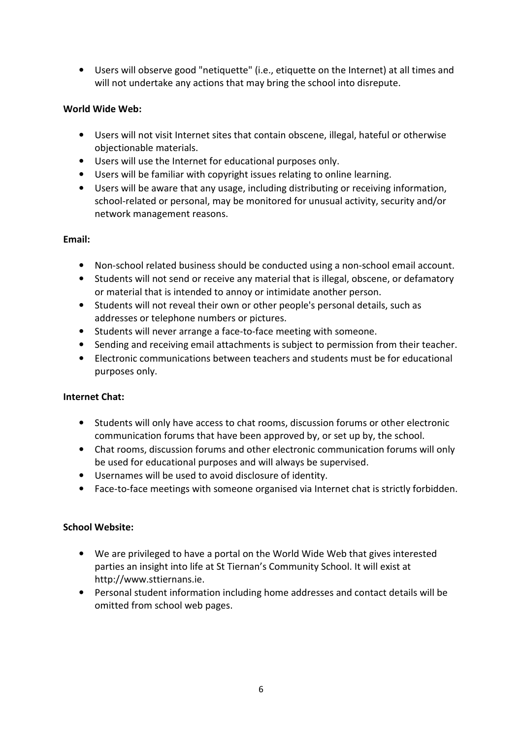- Users will observe good "netiquette" (i.e., etiquette on the Internet) at all times and will not undertake any actions that may bring the school into disrepute.

**World Wide Web:**

- Users will not visit Internet sites that contain obscene, illegal, hateful or otherwise objectionable materials.
- Users will use the Internet for educational purposes only.
- Users will be familiar with copyright issues relating to online learning.
- Users will be aware that any usage, including distributing or receiving information, school-related or personal, may be monitored for unusual activity, security and/or network management reasons.

**Email:**

- Non-school related business should be conducted using a non-school email account.
- Students will not send or receive any material that is illegal, obscene, or defamatory or material that is intended to annoy or intimidate another person.
- Students will not reveal their own or other people's personal details, such as addresses or telephone numbers or pictures.
- Students will never arrange a face-to-face meeting with someone.
- Sending and receiving email attachments is subject to permission from their teacher.
- Electronic communications between teachers and students must be for educational purposes only.

**Internet Chat:**

- Students will only have access to chat rooms, discussion forums or other electronic communication forums that have been approved by, or set up by, the school.
- Chat rooms, discussion forums and other electronic communication forums will only be used for educational purposes and will always be supervised.
- Usernames will be used to avoid disclosure of identity.
- Face-to-face meetings with someone organised via Internet chat is strictly forbidden.

**School Website:**

- We are privileged to have a portal on the World Wide Web that gives interested parties an insight into life at St Tiernan's Community School. It will exist at http://www.sttiernans.ie.
- Personal student information including home addresses and contact details will be omitted from school web pages.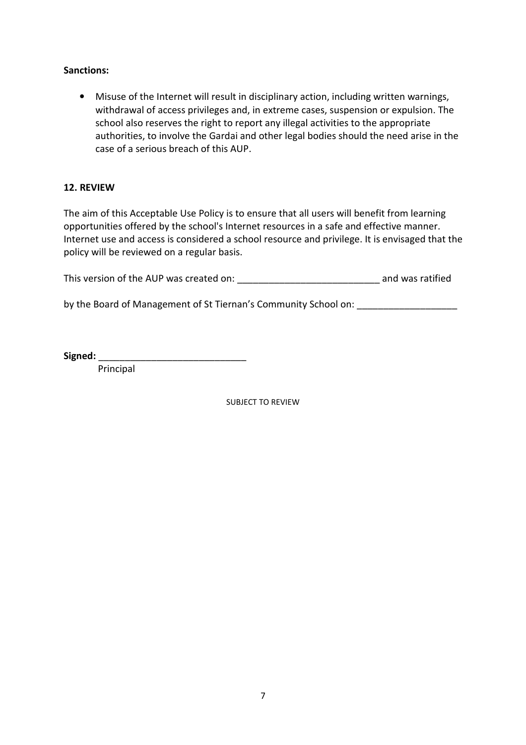**Sanctions:**

- Misuse of the Internet will result in disciplinary action, including written warnings, withdrawal of access privileges and, in extreme cases, suspension or expulsion. The school also reserves the right to report any illegal activities to the appropriate authorities, to involve the Gardai and other legal bodies should the need arise in the case of a serious breach of this AUP.

## 12. REVIEW

The aim of this Acceptable Use Policy is to ensure that all users will benefit from learning opportunities offered by the school's Internet resources in a safe and effective manner. Internet use and access is considered a school resource and privilege. It is envisaged that the policy will be reviewed on a regular basis.

This version of the AUP was created on: ___________________________ and was ratified

by the Board of Management of St Tiernan's Community School on: ___________________

**Signed:** ____________________________

Principal

SUBJECT TO REVIEW